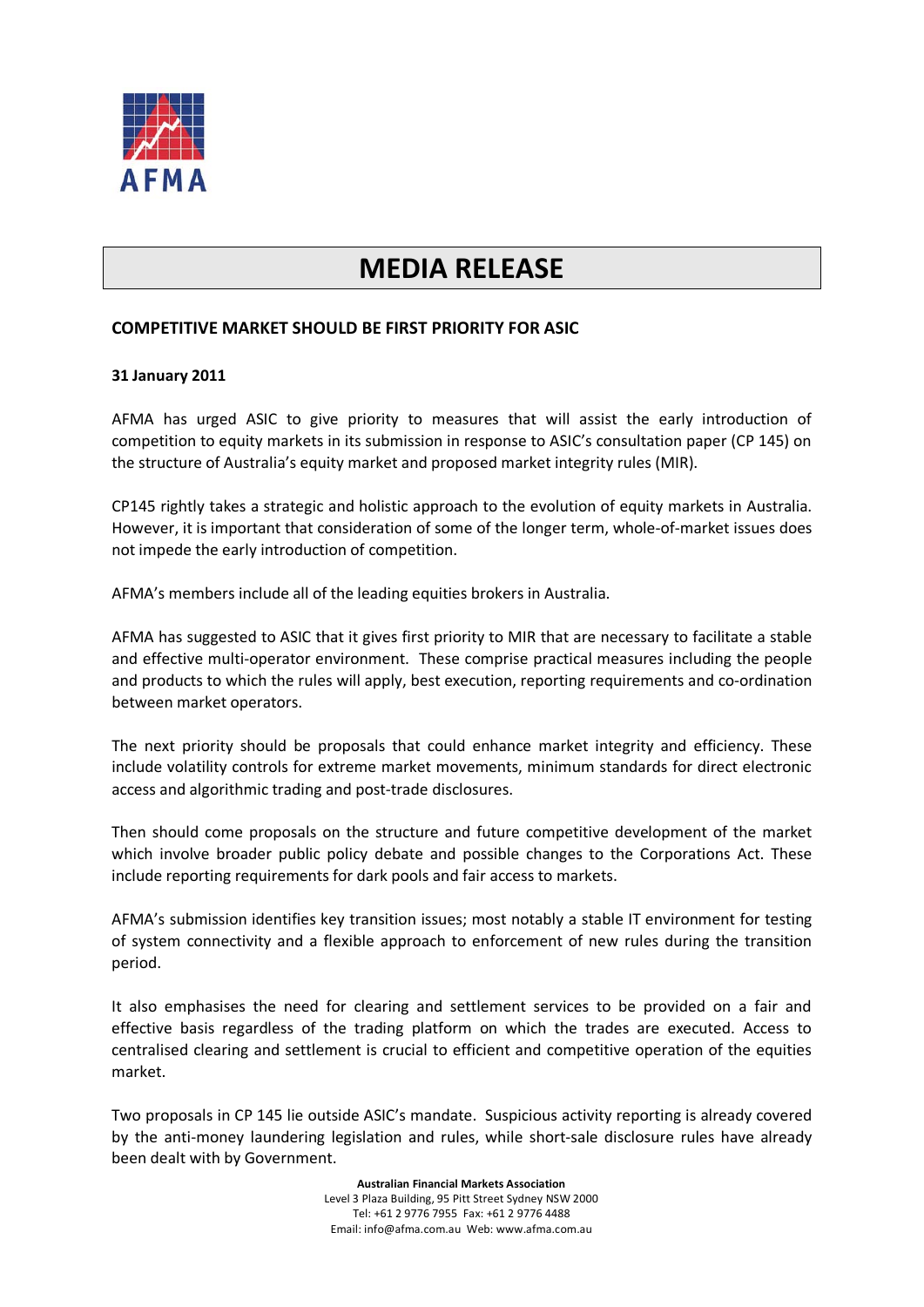AFMA

# MEDIA RELEASE

## COMPETITIVE MARKET SHOULD BE FIRST PRIORITY FOR ASIC

**31 January 2011**

AFMA has urged ASIC to give priority to measures that will assist the early introduction of competition to equity markets in its submission in response to ASIC's consultation paper (CP 145) on the structure of Australia's equity market and proposed market integrity rules (MIR).

CP145 rightly takes a strategic and holistic approach to the evolution of equity markets in Australia. However, it is important that consideration of some of the longer term, whole-of-market issues does not impede the early introduction of competition.

AFMA's members include all of the leading equities brokers in Australia.

AFMA has suggested to ASIC that it gives first priority to MIR that are necessary to facilitate a stable and effective multi-operator environment. These comprise practical measures including the people and products to which the rules will apply, best execution, reporting requirements and co-ordination between market operators.

The next priority should be proposals that could enhance market integrity and efficiency. These include volatility controls for extreme market movements, minimum standards for direct electronic access and algorithmic trading and post-trade disclosures.

Then should come proposals on the structure and future competitive development of the market which involve broader public policy debate and possible changes to the Corporations Act. These include reporting requirements for dark pools and fair access to markets.

AFMA's submission identifies key transition issues; most notably a stable IT environment for testing of system connectivity and a flexible approach to enforcement of new rules during the transition period.

It also emphasises the need for clearing and settlement services to be provided on a fair and effective basis regardless of the trading platform on which the trades are executed. Access to centralised clearing and settlement is crucial to efficient and competitive operation of the equities market.

Two proposals in CP 145 lie outside ASIC's mandate. Suspicious activity reporting is already covered by the anti-money laundering legislation and rules, while short-sale disclosure rules have already been dealt with by Government.

**Australian Financial Markets Association**
Level 3 Plaza Building, 95 Pitt Street Sydney NSW 2000
Tel: +61 2 9776 7955 Fax: +61 2 9776 4488
Email: info@afma.com.au Web: www.afma.com.au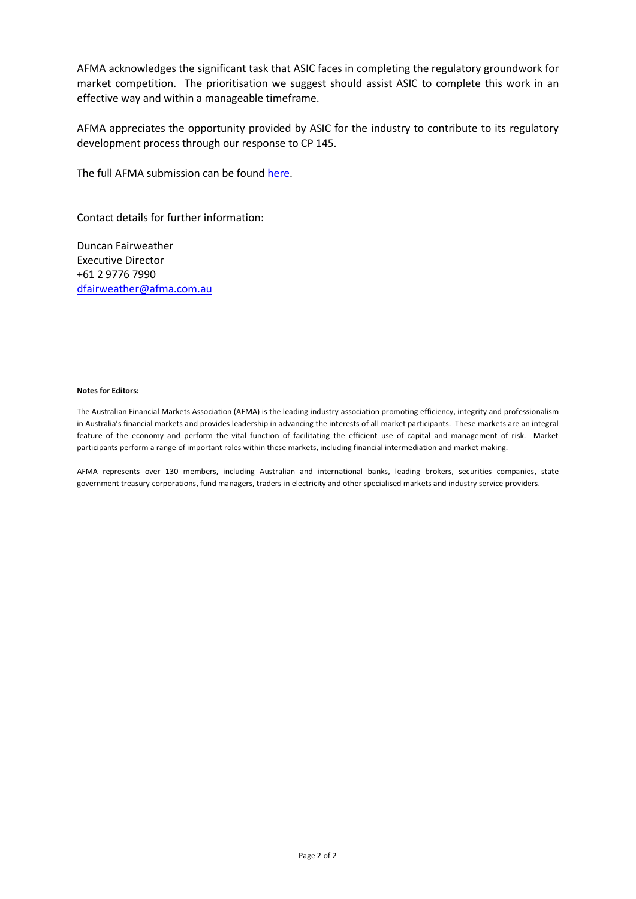AFMA acknowledges the significant task that ASIC faces in completing the regulatory groundwork for market competition. The prioritisation we suggest should assist ASIC to complete this work in an effective way and within a manageable timeframe.

AFMA appreciates the opportunity provided by ASIC for the industry to contribute to its regulatory development process through our response to CP 145.

The full AFMA submission can be found here.

Contact details for further information:

Duncan Fairweather
Executive Director
+61 2 9776 7990
dfairweather@afma.com.au

**Notes for Editors:**

The Australian Financial Markets Association (AFMA) is the leading industry association promoting efficiency, integrity and professionalism in Australia's financial markets and provides leadership in advancing the interests of all market participants. These markets are an integral feature of the economy and perform the vital function of facilitating the efficient use of capital and management of risk. Market participants perform a range of important roles within these markets, including financial intermediation and market making.

AFMA represents over 130 members, including Australian and international banks, leading brokers, securities companies, state government treasury corporations, fund managers, traders in electricity and other specialised markets and industry service providers.